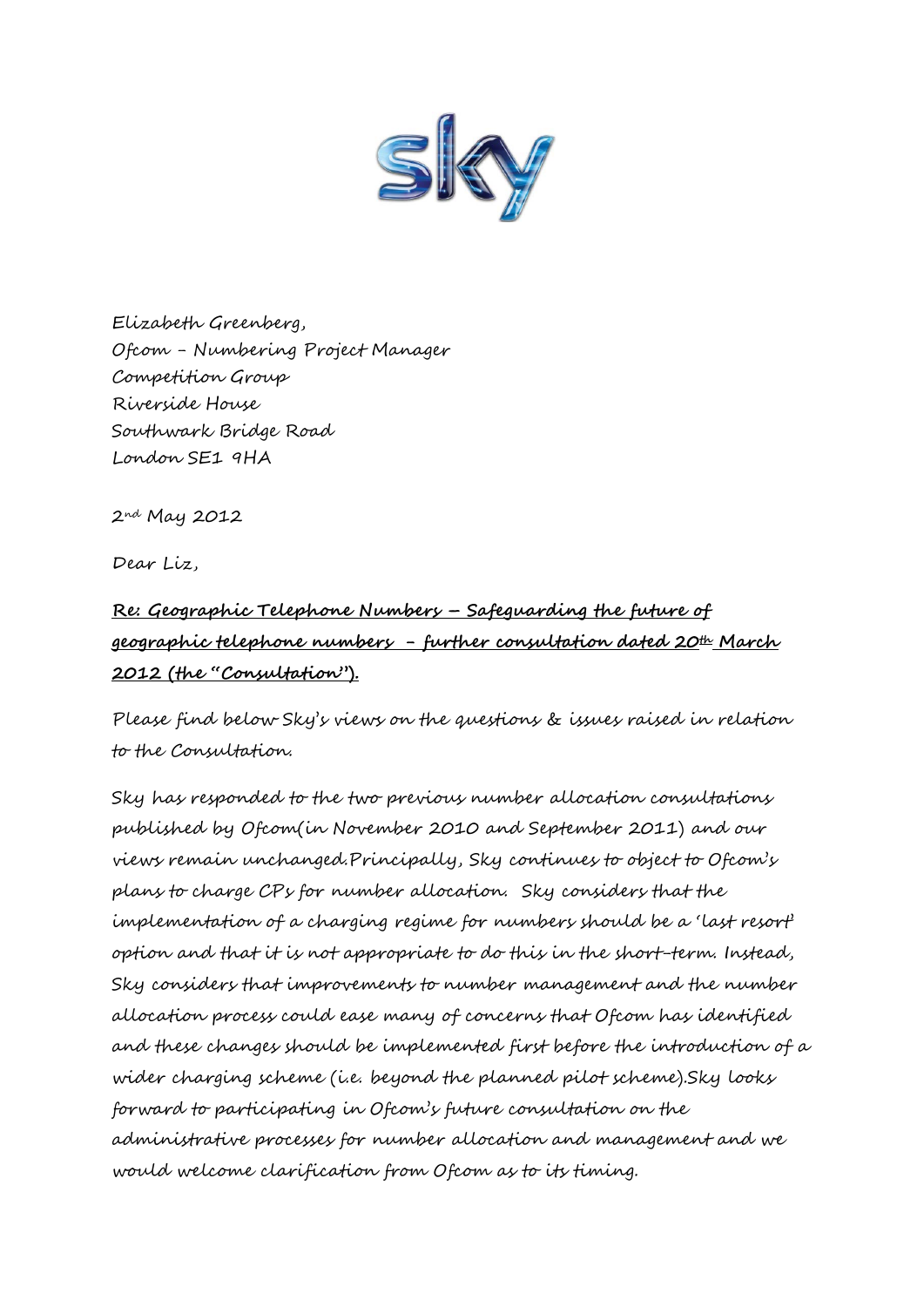Elizabeth Greenberg,
Ofcom – Numbering Project Manager
Competition Group
Riverside House
Southwark Bridge Road
London SE1 9HA

2nd May 2012

Dear Liz,

**Re: Geographic Telephone Numbers – Safeguarding the future of geographic telephone numbers - further consultation dated 20th March 2012 (the "Consultation").**

Please find below Sky's views on the questions & issues raised in relation to the Consultation.

Sky has responded to the two previous number allocation consultations published by Ofcom(in November 2010 and September 2011) and our views remain unchanged.Principally, Sky continues to object to Ofcom's plans to charge CPs for number allocation. Sky considers that the implementation of a charging regime for numbers should be a 'last resort' option and that it is not appropriate to do this in the short-term. Instead, Sky considers that improvements to number management and the number allocation process could ease many of concerns that Ofcom has identified and these changes should be implemented first before the introduction of a wider charging scheme (i.e. beyond the planned pilot scheme).Sky looks forward to participating in Ofcom's future consultation on the administrative processes for number allocation and management and we would welcome clarification from Ofcom as to its timing.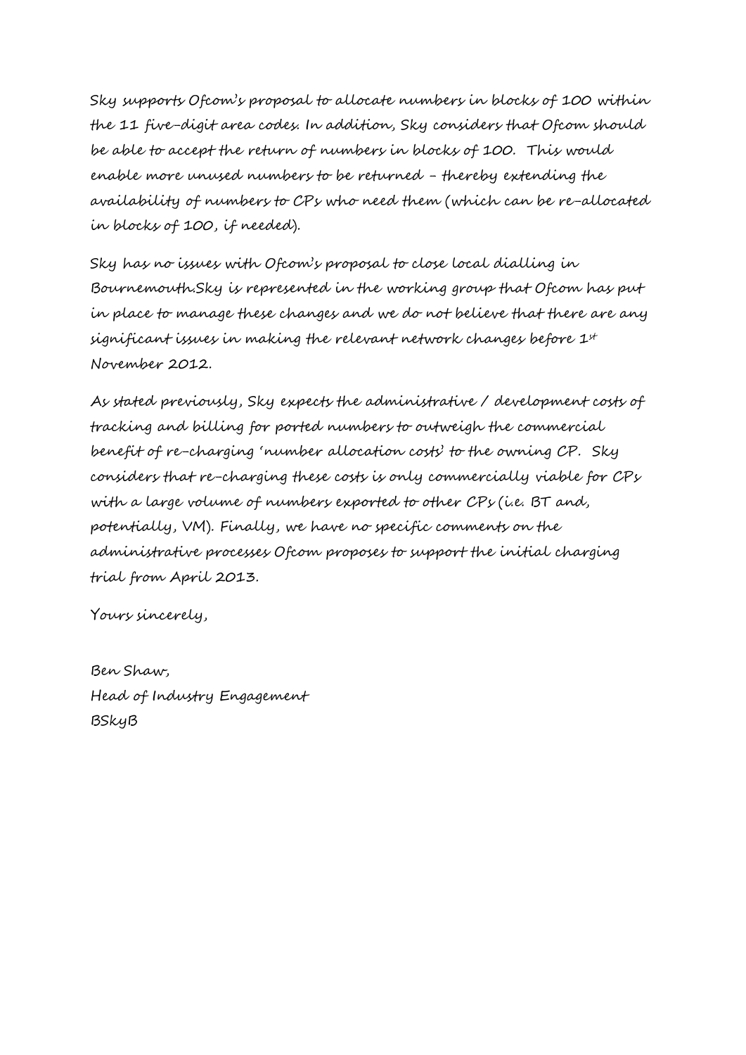Sky supports Ofcom's proposal to allocate numbers in blocks of 100 within the 11 five-digit area codes. In addition, Sky considers that Ofcom should be able to accept the return of numbers in blocks of 100. This would enable more unused numbers to be returned – thereby extending the availability of numbers to CPs who need them (which can be re-allocated in blocks of 100, if needed).

Sky has no issues with Ofcom's proposal to close local dialling in Bournemouth.Sky is represented in the working group that Ofcom has put in place to manage these changes and we do not believe that there are any significant issues in making the relevant network changes before 1st November 2012.

As stated previously, Sky expects the administrative / development costs of tracking and billing for ported numbers to outweigh the commercial benefit of re-charging 'number allocation costs' to the owning CP. Sky considers that re-charging these costs is only commercially viable for CPs with a large volume of numbers exported to other CPs (i.e. BT and, potentially, VM). Finally, we have no specific comments on the administrative processes Ofcom proposes to support the initial charging trial from April 2013.

Yours sincerely,

Ben Shaw,
Head of Industry Engagement
BSkyB